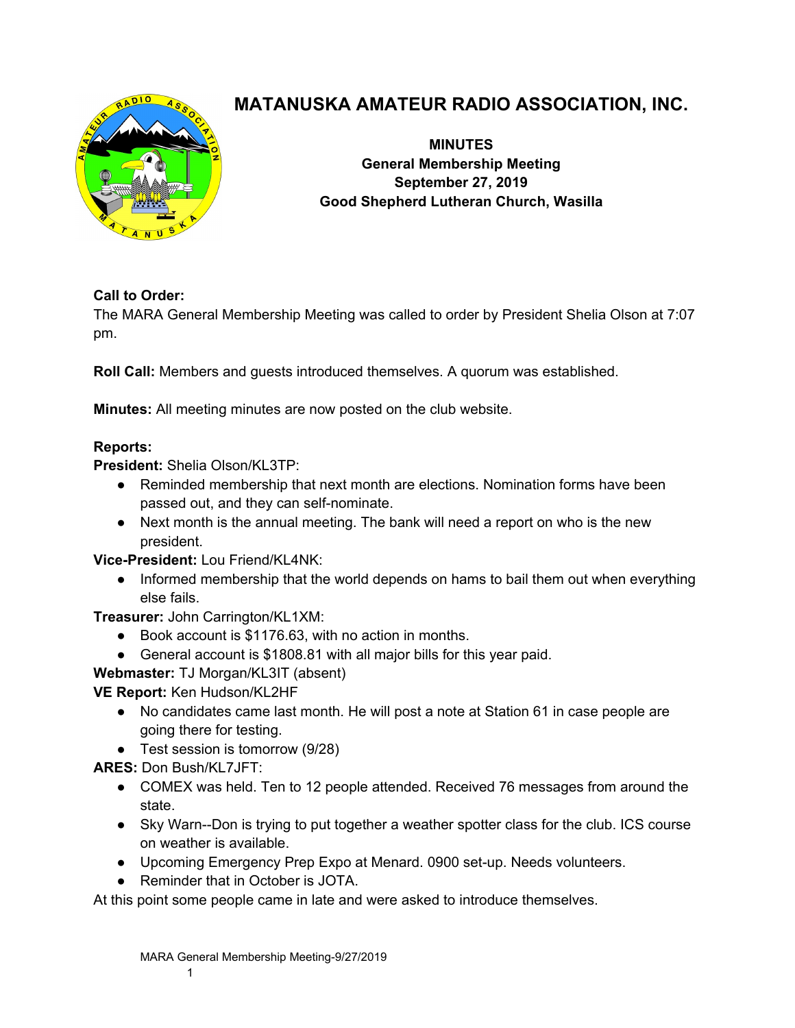# MATANUSKA AMATEUR RADIO ASSOCIATION, INC.

**MINUTES**
**General Membership Meeting**
**September 27, 2019**
**Good Shepherd Lutheran Church, Wasilla**

**Call to Order:**
The MARA General Membership Meeting was called to order by President Shelia Olson at 7:07 pm.

**Roll Call:** Members and guests introduced themselves. A quorum was established.

**Minutes:** All meeting minutes are now posted on the club website.

**Reports:**

**President:** Shelia Olson/KL3TP:

- Reminded membership that next month are elections. Nomination forms have been passed out, and they can self-nominate.
- Next month is the annual meeting. The bank will need a report on who is the new president.

**Vice-President:** Lou Friend/KL4NK:

- Informed membership that the world depends on hams to bail them out when everything else fails.

**Treasurer:** John Carrington/KL1XM:

- Book account is $1176.63, with no action in months.
- General account is $1808.81 with all major bills for this year paid.

**Webmaster:** TJ Morgan/KL3IT (absent)

**VE Report:** Ken Hudson/KL2HF

- No candidates came last month. He will post a note at Station 61 in case people are going there for testing.
- Test session is tomorrow (9/28)

**ARES:** Don Bush/KL7JFT:

- COMEX was held. Ten to 12 people attended. Received 76 messages from around the state.
- Sky Warn--Don is trying to put together a weather spotter class for the club. ICS course on weather is available.
- Upcoming Emergency Prep Expo at Menard. 0900 set-up. Needs volunteers.
- Reminder that in October is JOTA.

At this point some people came in late and were asked to introduce themselves.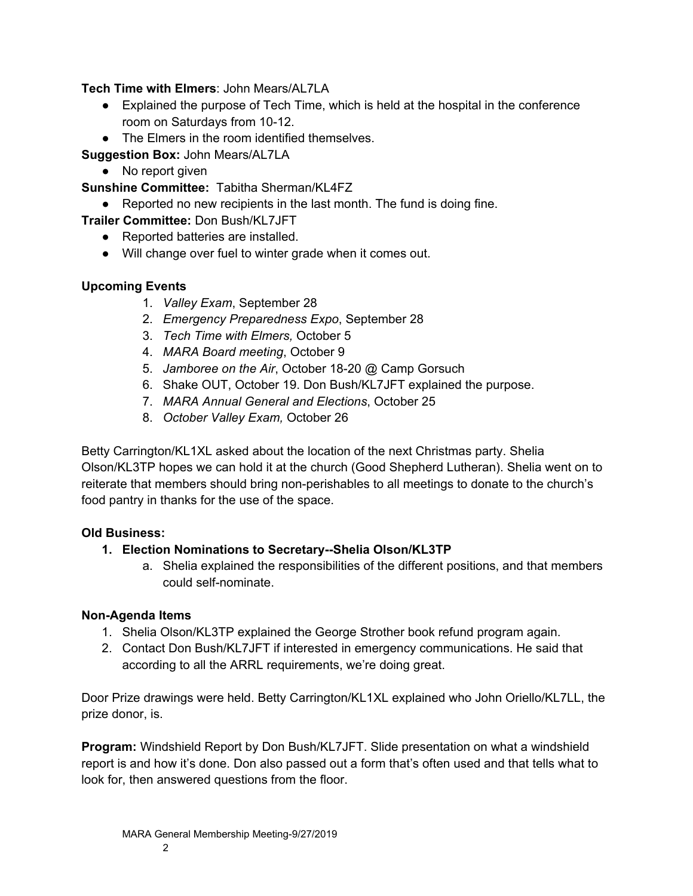**Tech Time with Elmers**: John Mears/AL7LA

- Explained the purpose of Tech Time, which is held at the hospital in the conference room on Saturdays from 10-12.
- The Elmers in the room identified themselves.

**Suggestion Box:** John Mears/AL7LA

- No report given

**Sunshine Committee:** Tabitha Sherman/KL4FZ

- Reported no new recipients in the last month. The fund is doing fine.

**Trailer Committee:** Don Bush/KL7JFT

- Reported batteries are installed.
- Will change over fuel to winter grade when it comes out.

**Upcoming Events**

1. *Valley Exam*, September 28
2. *Emergency Preparedness Expo*, September 28
3. *Tech Time with Elmers,* October 5
4. *MARA Board meeting*, October 9
5. *Jamboree on the Air*, October 18-20 @ Camp Gorsuch
6. Shake OUT, October 19. Don Bush/KL7JFT explained the purpose.
7. *MARA Annual General and Elections*, October 25
8. *October Valley Exam,* October 26

Betty Carrington/KL1XL asked about the location of the next Christmas party. Shelia Olson/KL3TP hopes we can hold it at the church (Good Shepherd Lutheran). Shelia went on to reiterate that members should bring non-perishables to all meetings to donate to the church's food pantry in thanks for the use of the space.

**Old Business:**

1. **Election Nominations to Secretary--Shelia Olson/KL3TP**
   a. Shelia explained the responsibilities of the different positions, and that members could self-nominate.

**Non-Agenda Items**

1. Shelia Olson/KL3TP explained the George Strother book refund program again.
2. Contact Don Bush/KL7JFT if interested in emergency communications. He said that according to all the ARRL requirements, we're doing great.

Door Prize drawings were held. Betty Carrington/KL1XL explained who John Oriello/KL7LL, the prize donor, is.

**Program:** Windshield Report by Don Bush/KL7JFT. Slide presentation on what a windshield report is and how it's done. Don also passed out a form that's often used and that tells what to look for, then answered questions from the floor.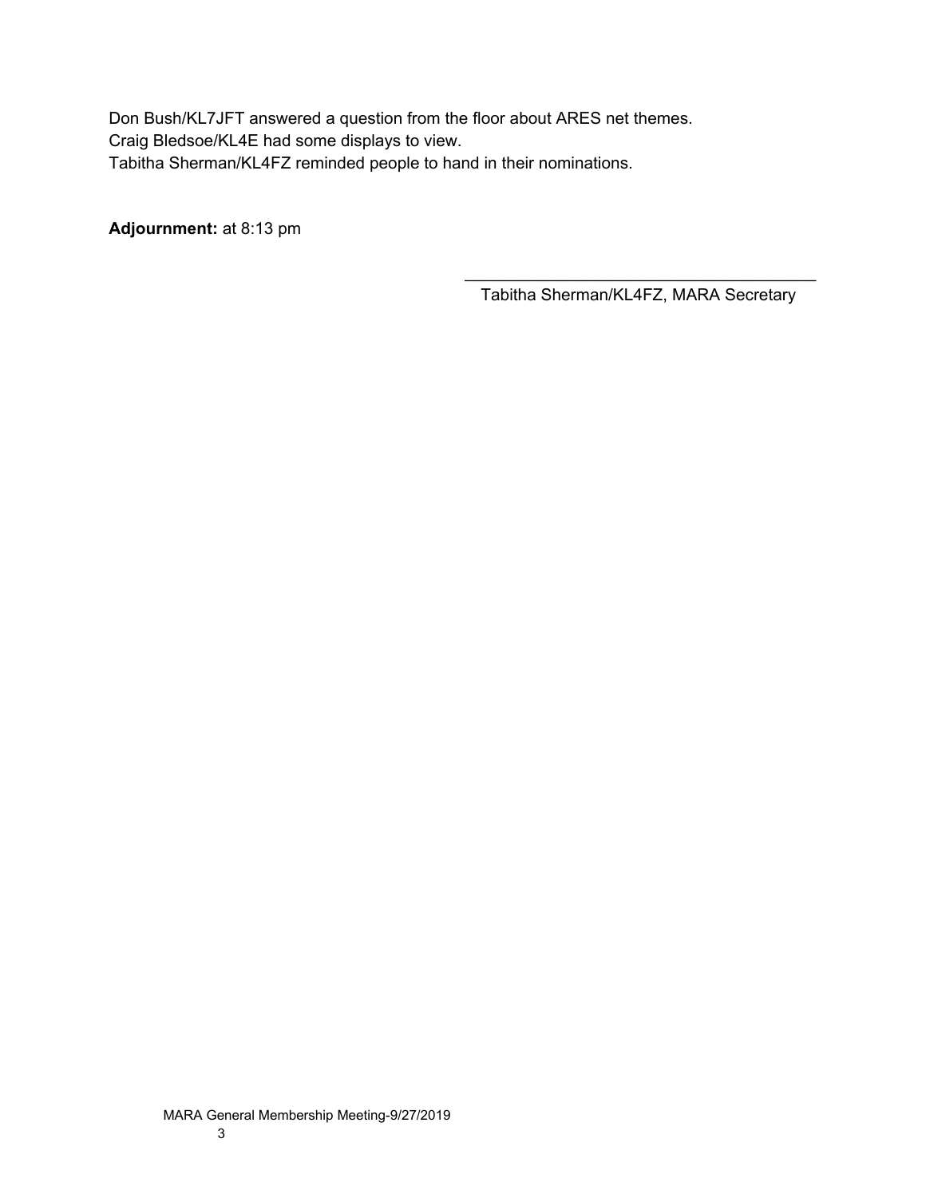Don Bush/KL7JFT answered a question from the floor about ARES net themes.
Craig Bledsoe/KL4E had some displays to view.
Tabitha Sherman/KL4FZ reminded people to hand in their nominations.

**Adjournment:** at 8:13 pm

\_\_\_\_\_\_\_\_\_\_\_\_\_\_\_\_\_\_\_\_\_\_\_\_\_\_\_\_\_\_\_\_\_\_\_\_\_\_\_\_

Tabitha Sherman/KL4FZ, MARA Secretary